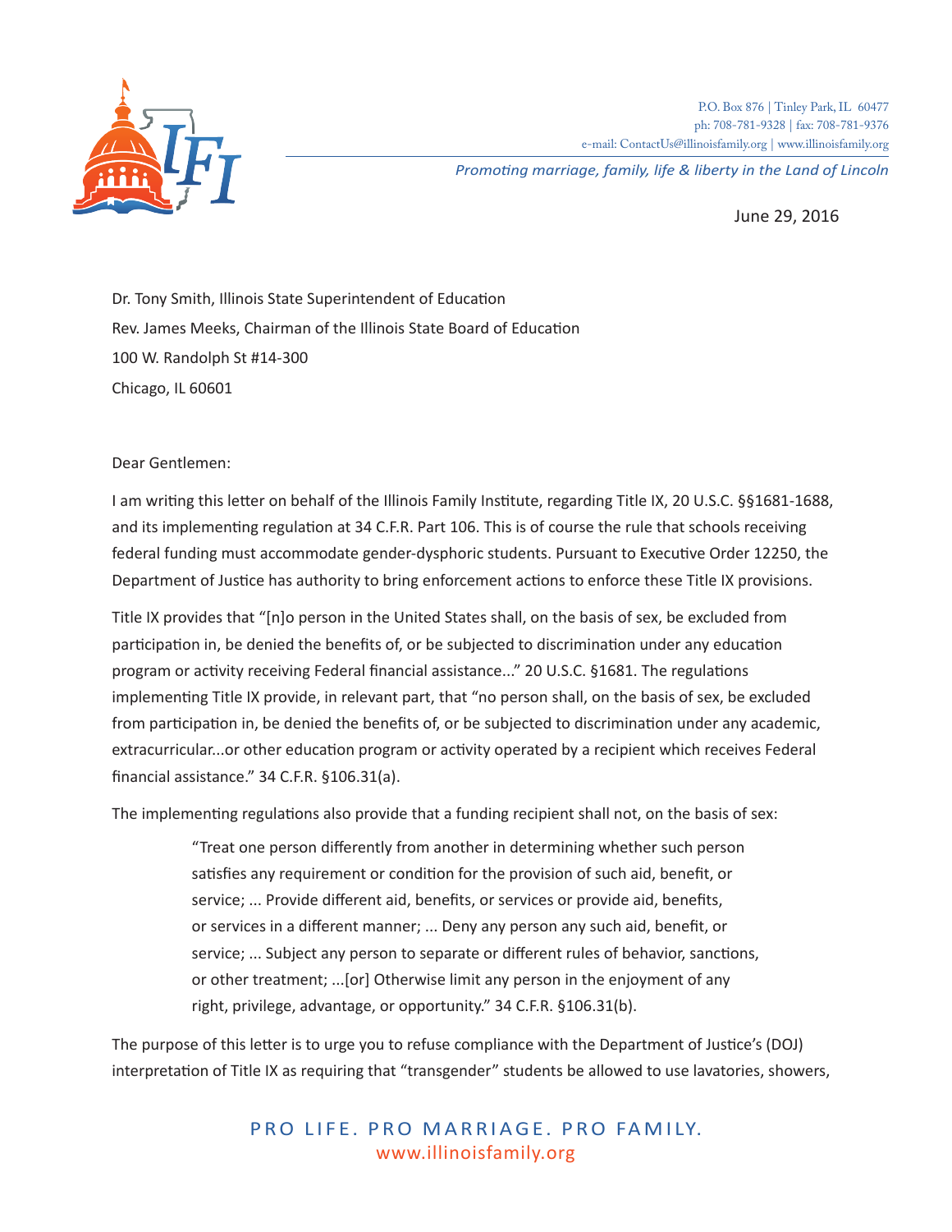P.O. Box 876 | Tinley Park, IL 60477
ph: 708-781-9328 | fax: 708-781-9376
e-mail: ContactUs@illinoisfamily.org | www.illinoisfamily.org

*Promoting marriage, family, life & liberty in the Land of Lincoln*

June 29, 2016

Dr. Tony Smith, Illinois State Superintendent of Education
Rev. James Meeks, Chairman of the Illinois State Board of Education
100 W. Randolph St #14-300
Chicago, IL 60601

Dear Gentlemen:

I am writing this letter on behalf of the Illinois Family Institute, regarding Title IX, 20 U.S.C. §§1681-1688, and its implementing regulation at 34 C.F.R. Part 106. This is of course the rule that schools receiving federal funding must accommodate gender-dysphoric students. Pursuant to Executive Order 12250, the Department of Justice has authority to bring enforcement actions to enforce these Title IX provisions.

Title IX provides that "[n]o person in the United States shall, on the basis of sex, be excluded from participation in, be denied the benefits of, or be subjected to discrimination under any education program or activity receiving Federal financial assistance..." 20 U.S.C. §1681. The regulations implementing Title IX provide, in relevant part, that "no person shall, on the basis of sex, be excluded from participation in, be denied the benefits of, or be subjected to discrimination under any academic, extracurricular...or other education program or activity operated by a recipient which receives Federal financial assistance." 34 C.F.R. §106.31(a).

The implementing regulations also provide that a funding recipient shall not, on the basis of sex:

> "Treat one person differently from another in determining whether such person satisfies any requirement or condition for the provision of such aid, benefit, or service; ... Provide different aid, benefits, or services or provide aid, benefits, or services in a different manner; ... Deny any person any such aid, benefit, or service; ... Subject any person to separate or different rules of behavior, sanctions, or other treatment; ...[or] Otherwise limit any person in the enjoyment of any right, privilege, advantage, or opportunity." 34 C.F.R. §106.31(b).

The purpose of this letter is to urge you to refuse compliance with the Department of Justice's (DOJ) interpretation of Title IX as requiring that "transgender" students be allowed to use lavatories, showers,

PRO LIFE. PRO MARRIAGE. PRO FAMILY.
www.illinoisfamily.org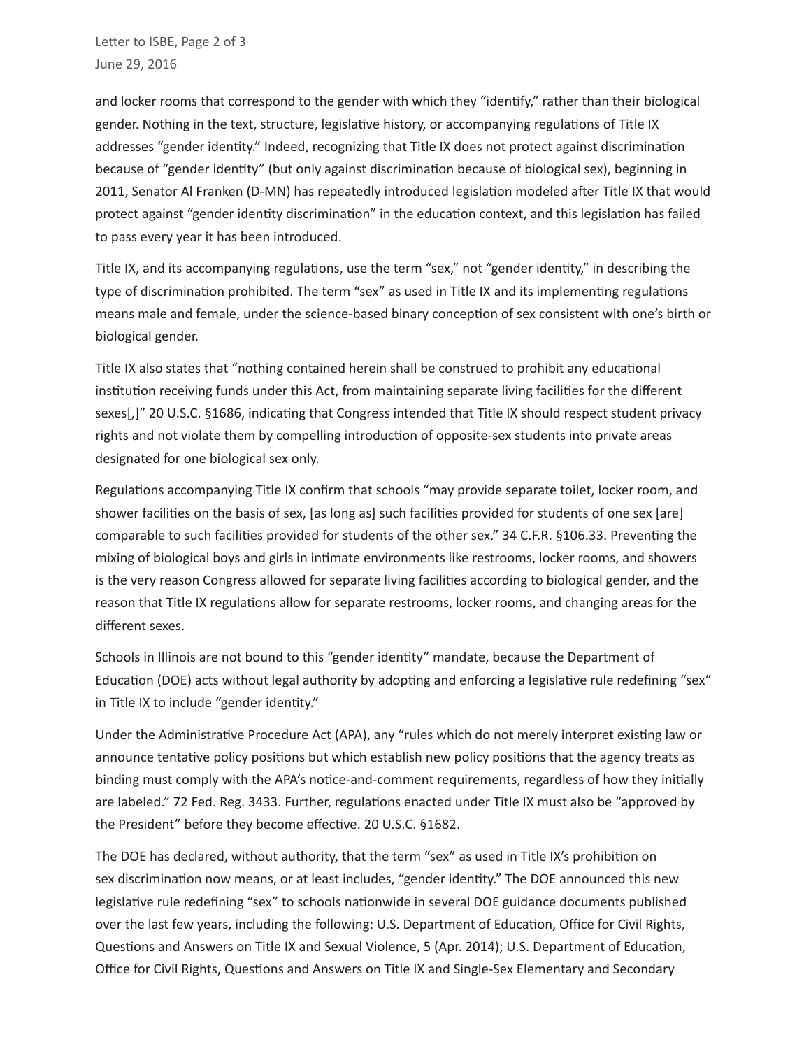and locker rooms that correspond to the gender with which they "identify," rather than their biological gender. Nothing in the text, structure, legislative history, or accompanying regulations of Title IX addresses "gender identity." Indeed, recognizing that Title IX does not protect against discrimination because of "gender identity" (but only against discrimination because of biological sex), beginning in 2011, Senator Al Franken (D-MN) has repeatedly introduced legislation modeled after Title IX that would protect against "gender identity discrimination" in the education context, and this legislation has failed to pass every year it has been introduced.

Title IX, and its accompanying regulations, use the term "sex," not "gender identity," in describing the type of discrimination prohibited. The term "sex" as used in Title IX and its implementing regulations means male and female, under the science-based binary conception of sex consistent with one's birth or biological gender.

Title IX also states that "nothing contained herein shall be construed to prohibit any educational institution receiving funds under this Act, from maintaining separate living facilities for the different sexes[,]" 20 U.S.C. §1686, indicating that Congress intended that Title IX should respect student privacy rights and not violate them by compelling introduction of opposite-sex students into private areas designated for one biological sex only.

Regulations accompanying Title IX confirm that schools "may provide separate toilet, locker room, and shower facilities on the basis of sex, [as long as] such facilities provided for students of one sex [are] comparable to such facilities provided for students of the other sex." 34 C.F.R. §106.33. Preventing the mixing of biological boys and girls in intimate environments like restrooms, locker rooms, and showers is the very reason Congress allowed for separate living facilities according to biological gender, and the reason that Title IX regulations allow for separate restrooms, locker rooms, and changing areas for the different sexes.

Schools in Illinois are not bound to this "gender identity" mandate, because the Department of Education (DOE) acts without legal authority by adopting and enforcing a legislative rule redefining "sex" in Title IX to include "gender identity."

Under the Administrative Procedure Act (APA), any "rules which do not merely interpret existing law or announce tentative policy positions but which establish new policy positions that the agency treats as binding must comply with the APA's notice-and-comment requirements, regardless of how they initially are labeled." 72 Fed. Reg. 3433. Further, regulations enacted under Title IX must also be "approved by the President" before they become effective. 20 U.S.C. §1682.

The DOE has declared, without authority, that the term "sex" as used in Title IX's prohibition on sex discrimination now means, or at least includes, "gender identity." The DOE announced this new legislative rule redefining "sex" to schools nationwide in several DOE guidance documents published over the last few years, including the following: U.S. Department of Education, Office for Civil Rights, Questions and Answers on Title IX and Sexual Violence, 5 (Apr. 2014); U.S. Department of Education, Office for Civil Rights, Questions and Answers on Title IX and Single-Sex Elementary and Secondary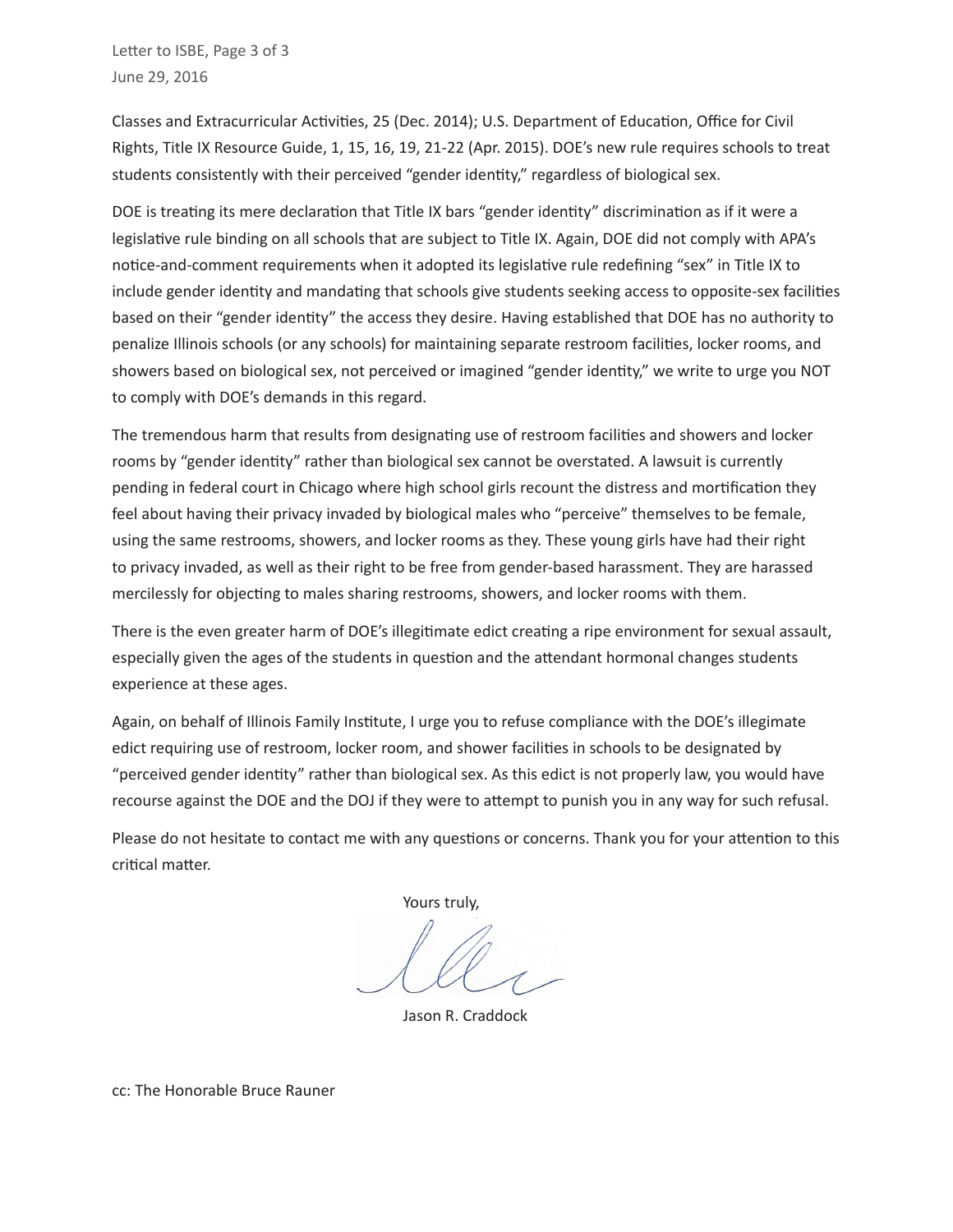Classes and Extracurricular Activities, 25 (Dec. 2014); U.S. Department of Education, Office for Civil Rights, Title IX Resource Guide, 1, 15, 16, 19, 21-22 (Apr. 2015). DOE's new rule requires schools to treat students consistently with their perceived "gender identity," regardless of biological sex.

DOE is treating its mere declaration that Title IX bars "gender identity" discrimination as if it were a legislative rule binding on all schools that are subject to Title IX. Again, DOE did not comply with APA's notice-and-comment requirements when it adopted its legislative rule redefining "sex" in Title IX to include gender identity and mandating that schools give students seeking access to opposite-sex facilities based on their "gender identity" the access they desire. Having established that DOE has no authority to penalize Illinois schools (or any schools) for maintaining separate restroom facilities, locker rooms, and showers based on biological sex, not perceived or imagined "gender identity," we write to urge you NOT to comply with DOE's demands in this regard.

The tremendous harm that results from designating use of restroom facilities and showers and locker rooms by "gender identity" rather than biological sex cannot be overstated. A lawsuit is currently pending in federal court in Chicago where high school girls recount the distress and mortification they feel about having their privacy invaded by biological males who "perceive" themselves to be female, using the same restrooms, showers, and locker rooms as they. These young girls have had their right to privacy invaded, as well as their right to be free from gender-based harassment. They are harassed mercilessly for objecting to males sharing restrooms, showers, and locker rooms with them.

There is the even greater harm of DOE's illegitimate edict creating a ripe environment for sexual assault, especially given the ages of the students in question and the attendant hormonal changes students experience at these ages.

Again, on behalf of Illinois Family Institute, I urge you to refuse compliance with the DOE's illegimate edict requiring use of restroom, locker room, and shower facilities in schools to be designated by "perceived gender identity" rather than biological sex. As this edict is not properly law, you would have recourse against the DOE and the DOJ if they were to attempt to punish you in any way for such refusal.

Please do not hesitate to contact me with any questions or concerns. Thank you for your attention to this critical matter.

Yours truly,

Jason R. Craddock

cc: The Honorable Bruce Rauner